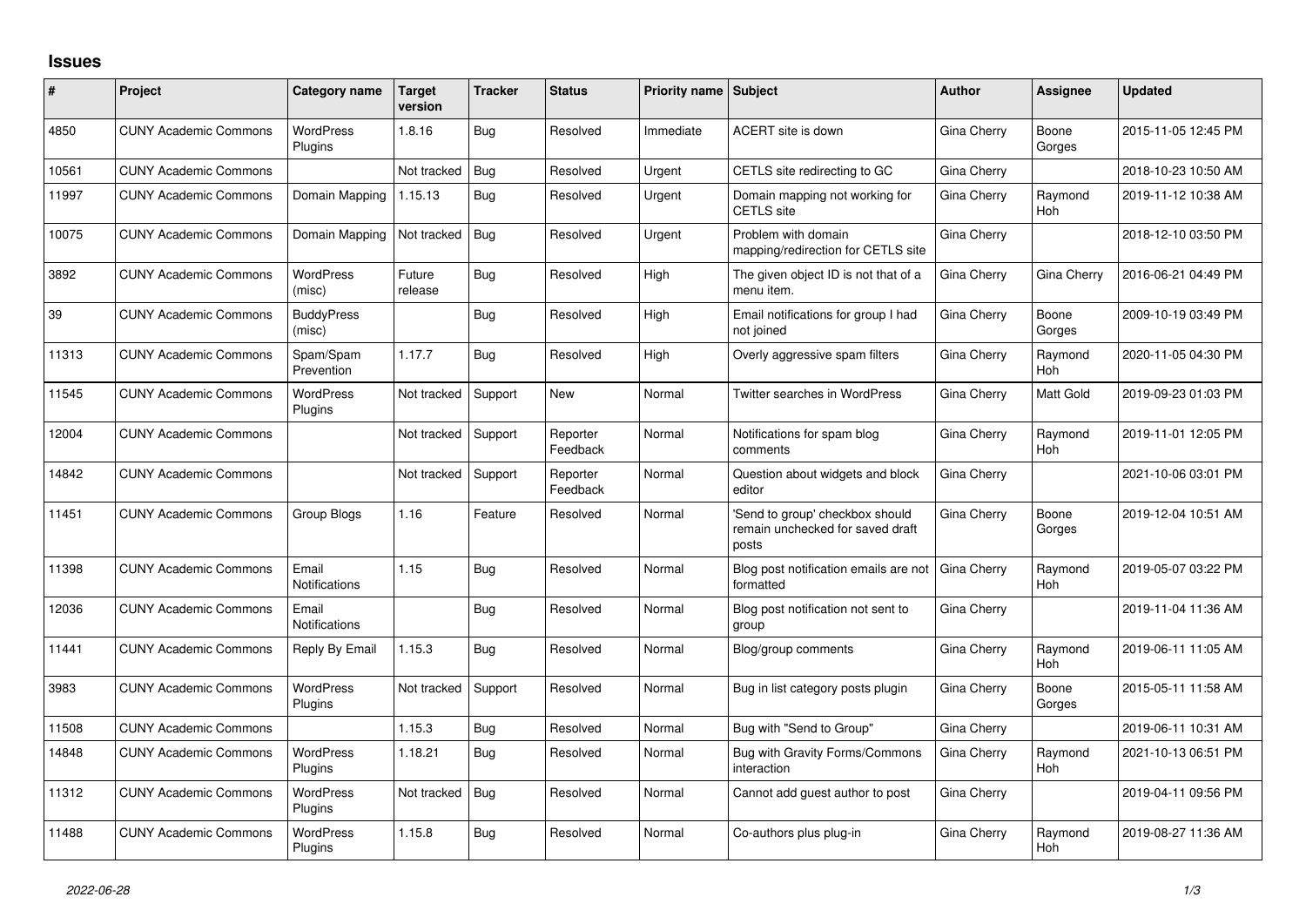## Issues

| # | Project | Category name | Target version | Tracker | Status | Priority name | Subject | Author | Assignee | Updated |
|---|---|---|---|---|---|---|---|---|---|---|
| 4850 | CUNY Academic Commons | WordPress Plugins | 1.8.16 | Bug | Resolved | Immediate | ACERT site is down | Gina Cherry | Boone Gorges | 2015-11-05 12:45 PM |
| 10561 | CUNY Academic Commons | | Not tracked | Bug | Resolved | Urgent | CETLS site redirecting to GC | Gina Cherry | | 2018-10-23 10:50 AM |
| 11997 | CUNY Academic Commons | Domain Mapping | 1.15.13 | Bug | Resolved | Urgent | Domain mapping not working for CETLS site | Gina Cherry | Raymond Hoh | 2019-11-12 10:38 AM |
| 10075 | CUNY Academic Commons | Domain Mapping | Not tracked | Bug | Resolved | Urgent | Problem with domain mapping/redirection for CETLS site | Gina Cherry | | 2018-12-10 03:50 PM |
| 3892 | CUNY Academic Commons | WordPress (misc) | Future release | Bug | Resolved | High | The given object ID is not that of a menu item. | Gina Cherry | Gina Cherry | 2016-06-21 04:49 PM |
| 39 | CUNY Academic Commons | BuddyPress (misc) | | Bug | Resolved | High | Email notifications for group I had not joined | Gina Cherry | Boone Gorges | 2009-10-19 03:49 PM |
| 11313 | CUNY Academic Commons | Spam/Spam Prevention | 1.17.7 | Bug | Resolved | High | Overly aggressive spam filters | Gina Cherry | Raymond Hoh | 2020-11-05 04:30 PM |
| 11545 | CUNY Academic Commons | WordPress Plugins | Not tracked | Support | New | Normal | Twitter searches in WordPress | Gina Cherry | Matt Gold | 2019-09-23 01:03 PM |
| 12004 | CUNY Academic Commons | | Not tracked | Support | Reporter Feedback | Normal | Notifications for spam blog comments | Gina Cherry | Raymond Hoh | 2019-11-01 12:05 PM |
| 14842 | CUNY Academic Commons | | Not tracked | Support | Reporter Feedback | Normal | Question about widgets and block editor | Gina Cherry | | 2021-10-06 03:01 PM |
| 11451 | CUNY Academic Commons | Group Blogs | 1.16 | Feature | Resolved | Normal | 'Send to group' checkbox should remain unchecked for saved draft posts | Gina Cherry | Boone Gorges | 2019-12-04 10:51 AM |
| 11398 | CUNY Academic Commons | Email Notifications | 1.15 | Bug | Resolved | Normal | Blog post notification emails are not formatted | Gina Cherry | Raymond Hoh | 2019-05-07 03:22 PM |
| 12036 | CUNY Academic Commons | Email Notifications | | Bug | Resolved | Normal | Blog post notification not sent to group | Gina Cherry | | 2019-11-04 11:36 AM |
| 11441 | CUNY Academic Commons | Reply By Email | 1.15.3 | Bug | Resolved | Normal | Blog/group comments | Gina Cherry | Raymond Hoh | 2019-06-11 11:05 AM |
| 3983 | CUNY Academic Commons | WordPress Plugins | Not tracked | Support | Resolved | Normal | Bug in list category posts plugin | Gina Cherry | Boone Gorges | 2015-05-11 11:58 AM |
| 11508 | CUNY Academic Commons | | 1.15.3 | Bug | Resolved | Normal | Bug with "Send to Group" | Gina Cherry | | 2019-06-11 10:31 AM |
| 14848 | CUNY Academic Commons | WordPress Plugins | 1.18.21 | Bug | Resolved | Normal | Bug with Gravity Forms/Commons interaction | Gina Cherry | Raymond Hoh | 2021-10-13 06:51 PM |
| 11312 | CUNY Academic Commons | WordPress Plugins | Not tracked | Bug | Resolved | Normal | Cannot add guest author to post | Gina Cherry | | 2019-04-11 09:56 PM |
| 11488 | CUNY Academic Commons | WordPress Plugins | 1.15.8 | Bug | Resolved | Normal | Co-authors plus plug-in | Gina Cherry | Raymond Hoh | 2019-08-27 11:36 AM |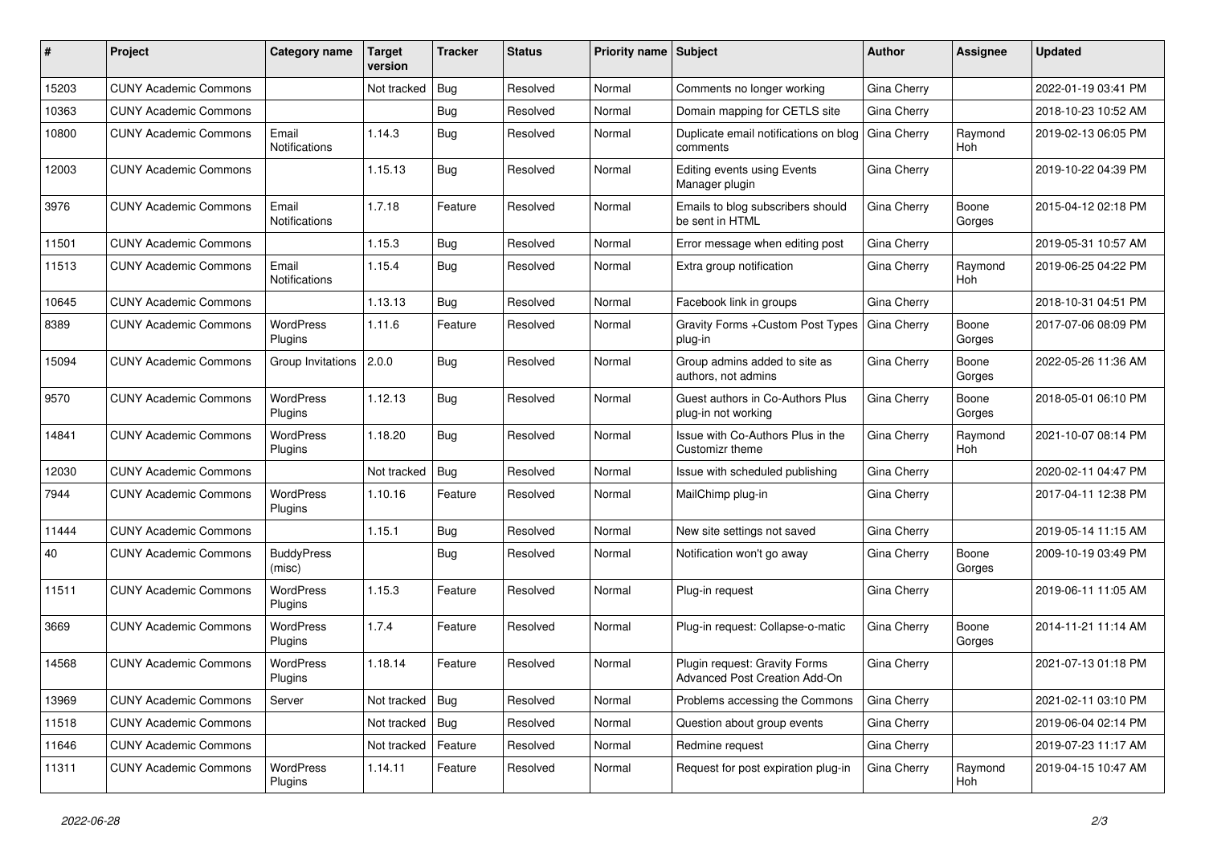| # | Project | Category name | Target version | Tracker | Status | Priority name | Subject | Author | Assignee | Updated |
|---|---|---|---|---|---|---|---|---|---|---|
| 15203 | CUNY Academic Commons | | Not tracked | Bug | Resolved | Normal | Comments no longer working | Gina Cherry | | 2022-01-19 03:41 PM |
| 10363 | CUNY Academic Commons | | | Bug | Resolved | Normal | Domain mapping for CETLS site | Gina Cherry | | 2018-10-23 10:52 AM |
| 10800 | CUNY Academic Commons | Email Notifications | 1.14.3 | Bug | Resolved | Normal | Duplicate email notifications on blog comments | Gina Cherry | Raymond Hoh | 2019-02-13 06:05 PM |
| 12003 | CUNY Academic Commons | | 1.15.13 | Bug | Resolved | Normal | Editing events using Events Manager plugin | Gina Cherry | | 2019-10-22 04:39 PM |
| 3976 | CUNY Academic Commons | Email Notifications | 1.7.18 | Feature | Resolved | Normal | Emails to blog subscribers should be sent in HTML | Gina Cherry | Boone Gorges | 2015-04-12 02:18 PM |
| 11501 | CUNY Academic Commons | | 1.15.3 | Bug | Resolved | Normal | Error message when editing post | Gina Cherry | | 2019-05-31 10:57 AM |
| 11513 | CUNY Academic Commons | Email Notifications | 1.15.4 | Bug | Resolved | Normal | Extra group notification | Gina Cherry | Raymond Hoh | 2019-06-25 04:22 PM |
| 10645 | CUNY Academic Commons | | 1.13.13 | Bug | Resolved | Normal | Facebook link in groups | Gina Cherry | | 2018-10-31 04:51 PM |
| 8389 | CUNY Academic Commons | WordPress Plugins | 1.11.6 | Feature | Resolved | Normal | Gravity Forms +Custom Post Types plug-in | Gina Cherry | Boone Gorges | 2017-07-06 08:09 PM |
| 15094 | CUNY Academic Commons | Group Invitations | 2.0.0 | Bug | Resolved | Normal | Group admins added to site as authors, not admins | Gina Cherry | Boone Gorges | 2022-05-26 11:36 AM |
| 9570 | CUNY Academic Commons | WordPress Plugins | 1.12.13 | Bug | Resolved | Normal | Guest authors in Co-Authors Plus plug-in not working | Gina Cherry | Boone Gorges | 2018-05-01 06:10 PM |
| 14841 | CUNY Academic Commons | WordPress Plugins | 1.18.20 | Bug | Resolved | Normal | Issue with Co-Authors Plus in the Customizr theme | Gina Cherry | Raymond Hoh | 2021-10-07 08:14 PM |
| 12030 | CUNY Academic Commons | | Not tracked | Bug | Resolved | Normal | Issue with scheduled publishing | Gina Cherry | | 2020-02-11 04:47 PM |
| 7944 | CUNY Academic Commons | WordPress Plugins | 1.10.16 | Feature | Resolved | Normal | MailChimp plug-in | Gina Cherry | | 2017-04-11 12:38 PM |
| 11444 | CUNY Academic Commons | | 1.15.1 | Bug | Resolved | Normal | New site settings not saved | Gina Cherry | | 2019-05-14 11:15 AM |
| 40 | CUNY Academic Commons | BuddyPress (misc) | | Bug | Resolved | Normal | Notification won't go away | Gina Cherry | Boone Gorges | 2009-10-19 03:49 PM |
| 11511 | CUNY Academic Commons | WordPress Plugins | 1.15.3 | Feature | Resolved | Normal | Plug-in request | Gina Cherry | | 2019-06-11 11:05 AM |
| 3669 | CUNY Academic Commons | WordPress Plugins | 1.7.4 | Feature | Resolved | Normal | Plug-in request: Collapse-o-matic | Gina Cherry | Boone Gorges | 2014-11-21 11:14 AM |
| 14568 | CUNY Academic Commons | WordPress Plugins | 1.18.14 | Feature | Resolved | Normal | Plugin request: Gravity Forms Advanced Post Creation Add-On | Gina Cherry | | 2021-07-13 01:18 PM |
| 13969 | CUNY Academic Commons | Server | Not tracked | Bug | Resolved | Normal | Problems accessing the Commons | Gina Cherry | | 2021-02-11 03:10 PM |
| 11518 | CUNY Academic Commons | | Not tracked | Bug | Resolved | Normal | Question about group events | Gina Cherry | | 2019-06-04 02:14 PM |
| 11646 | CUNY Academic Commons | | Not tracked | Feature | Resolved | Normal | Redmine request | Gina Cherry | | 2019-07-23 11:17 AM |
| 11311 | CUNY Academic Commons | WordPress Plugins | 1.14.11 | Feature | Resolved | Normal | Request for post expiration plug-in | Gina Cherry | Raymond Hoh | 2019-04-15 10:47 AM |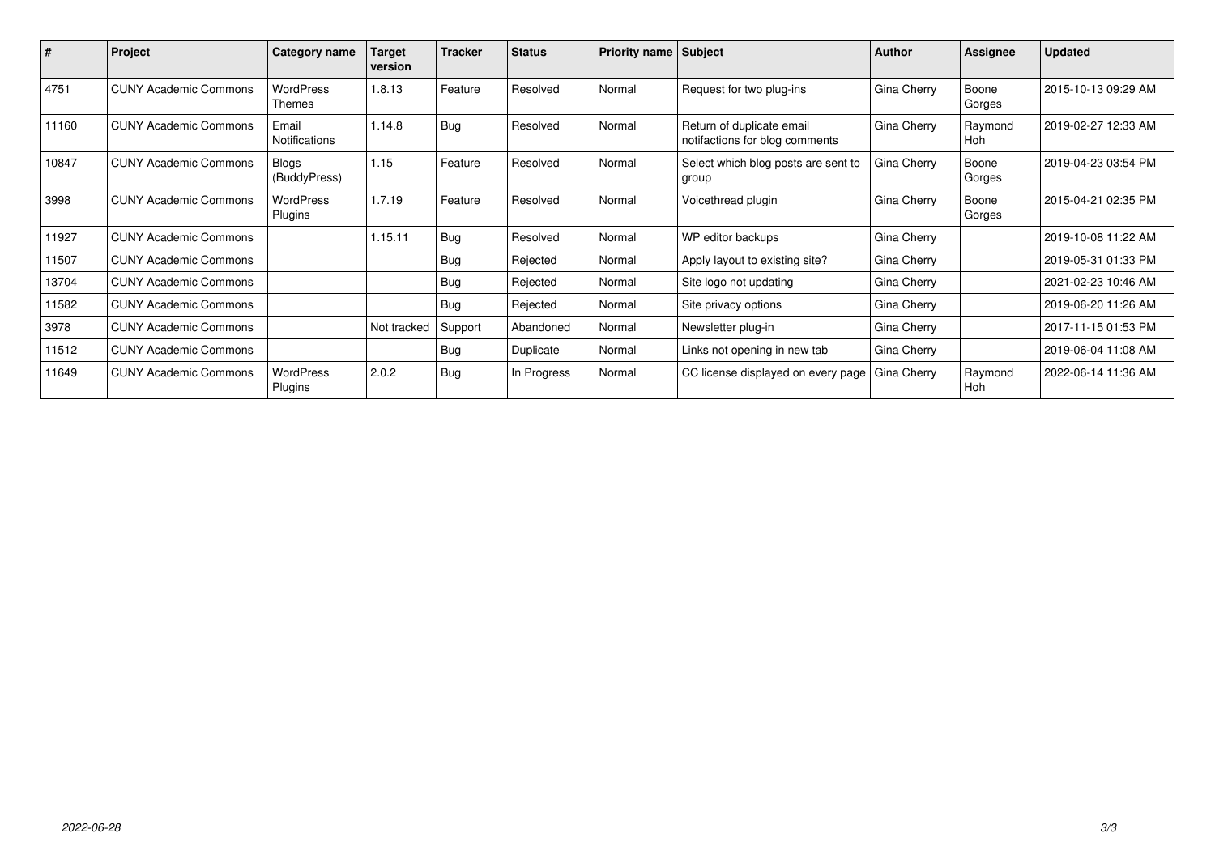| # | Project | Category name | Target version | Tracker | Status | Priority name | Subject | Author | Assignee | Updated |
|---|---|---|---|---|---|---|---|---|---|---|
| 4751 | CUNY Academic Commons | WordPress Themes | 1.8.13 | Feature | Resolved | Normal | Request for two plug-ins | Gina Cherry | Boone Gorges | 2015-10-13 09:29 AM |
| 11160 | CUNY Academic Commons | Email Notifications | 1.14.8 | Bug | Resolved | Normal | Return of duplicate email notifactions for blog comments | Gina Cherry | Raymond Hoh | 2019-02-27 12:33 AM |
| 10847 | CUNY Academic Commons | Blogs (BuddyPress) | 1.15 | Feature | Resolved | Normal | Select which blog posts are sent to group | Gina Cherry | Boone Gorges | 2019-04-23 03:54 PM |
| 3998 | CUNY Academic Commons | WordPress Plugins | 1.7.19 | Feature | Resolved | Normal | Voicethread plugin | Gina Cherry | Boone Gorges | 2015-04-21 02:35 PM |
| 11927 | CUNY Academic Commons | | 1.15.11 | Bug | Resolved | Normal | WP editor backups | Gina Cherry | | 2019-10-08 11:22 AM |
| 11507 | CUNY Academic Commons | | | Bug | Rejected | Normal | Apply layout to existing site? | Gina Cherry | | 2019-05-31 01:33 PM |
| 13704 | CUNY Academic Commons | | | Bug | Rejected | Normal | Site logo not updating | Gina Cherry | | 2021-02-23 10:46 AM |
| 11582 | CUNY Academic Commons | | | Bug | Rejected | Normal | Site privacy options | Gina Cherry | | 2019-06-20 11:26 AM |
| 3978 | CUNY Academic Commons | | Not tracked | Support | Abandoned | Normal | Newsletter plug-in | Gina Cherry | | 2017-11-15 01:53 PM |
| 11512 | CUNY Academic Commons | | | Bug | Duplicate | Normal | Links not opening in new tab | Gina Cherry | | 2019-06-04 11:08 AM |
| 11649 | CUNY Academic Commons | WordPress Plugins | 2.0.2 | Bug | In Progress | Normal | CC license displayed on every page | Gina Cherry | Raymond Hoh | 2022-06-14 11:36 AM |